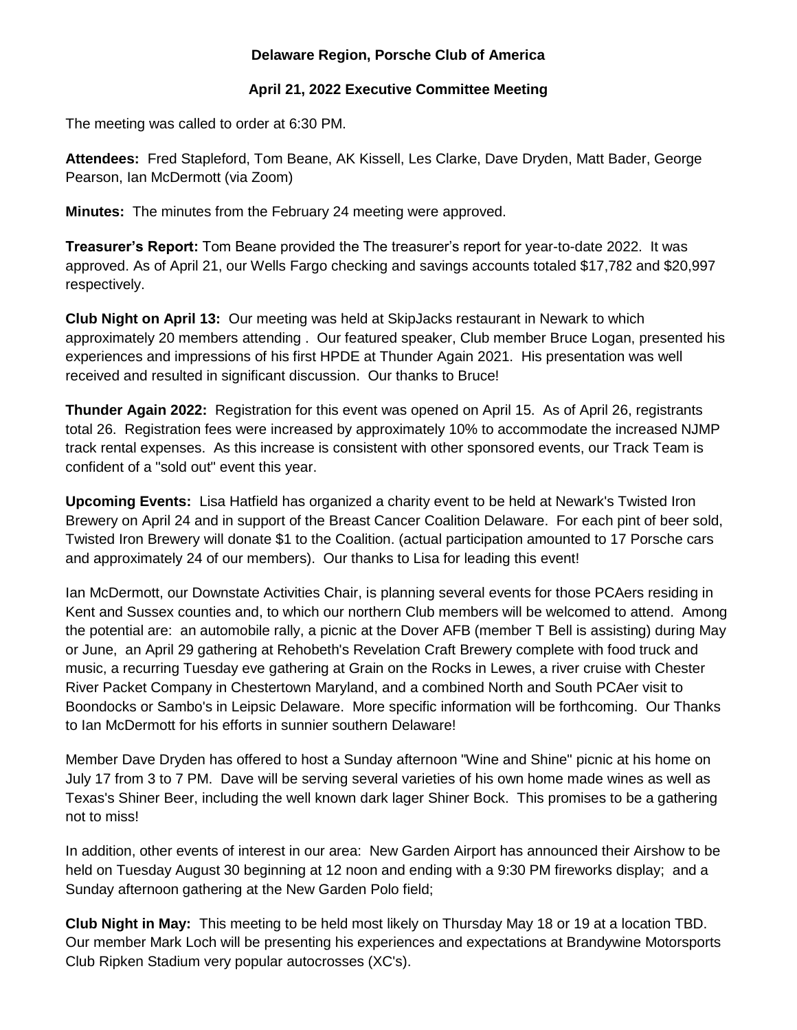**Delaware Region, Porsche Club of America**

**April 21, 2022 Executive Committee Meeting**

The meeting was called to order at 6:30 PM.

**Attendees:** Fred Stapleford, Tom Beane, AK Kissell, Les Clarke, Dave Dryden, Matt Bader, George Pearson, Ian McDermott (via Zoom)

**Minutes:** The minutes from the February 24 meeting were approved.

**Treasurer's Report:** Tom Beane provided the The treasurer's report for year-to-date 2022. It was approved. As of April 21, our Wells Fargo checking and savings accounts totaled $17,782 and $20,997 respectively.

**Club Night on April 13:** Our meeting was held at SkipJacks restaurant in Newark to which approximately 20 members attending . Our featured speaker, Club member Bruce Logan, presented his experiences and impressions of his first HPDE at Thunder Again 2021. His presentation was well received and resulted in significant discussion. Our thanks to Bruce!

**Thunder Again 2022:** Registration for this event was opened on April 15. As of April 26, registrants total 26. Registration fees were increased by approximately 10% to accommodate the increased NJMP track rental expenses. As this increase is consistent with other sponsored events, our Track Team is confident of a "sold out" event this year.

**Upcoming Events:** Lisa Hatfield has organized a charity event to be held at Newark's Twisted Iron Brewery on April 24 and in support of the Breast Cancer Coalition Delaware. For each pint of beer sold, Twisted Iron Brewery will donate $1 to the Coalition. (actual participation amounted to 17 Porsche cars and approximately 24 of our members). Our thanks to Lisa for leading this event!

Ian McDermott, our Downstate Activities Chair, is planning several events for those PCAers residing in Kent and Sussex counties and, to which our northern Club members will be welcomed to attend. Among the potential are: an automobile rally, a picnic at the Dover AFB (member T Bell is assisting) during May or June, an April 29 gathering at Rehobeth's Revelation Craft Brewery complete with food truck and music, a recurring Tuesday eve gathering at Grain on the Rocks in Lewes, a river cruise with Chester River Packet Company in Chestertown Maryland, and a combined North and South PCAer visit to Boondocks or Sambo's in Leipsic Delaware. More specific information will be forthcoming. Our Thanks to Ian McDermott for his efforts in sunnier southern Delaware!

Member Dave Dryden has offered to host a Sunday afternoon "Wine and Shine" picnic at his home on July 17 from 3 to 7 PM. Dave will be serving several varieties of his own home made wines as well as Texas's Shiner Beer, including the well known dark lager Shiner Bock. This promises to be a gathering not to miss!

In addition, other events of interest in our area: New Garden Airport has announced their Airshow to be held on Tuesday August 30 beginning at 12 noon and ending with a 9:30 PM fireworks display; and a Sunday afternoon gathering at the New Garden Polo field;

**Club Night in May:** This meeting to be held most likely on Thursday May 18 or 19 at a location TBD. Our member Mark Loch will be presenting his experiences and expectations at Brandywine Motorsports Club Ripken Stadium very popular autocrosses (XC's).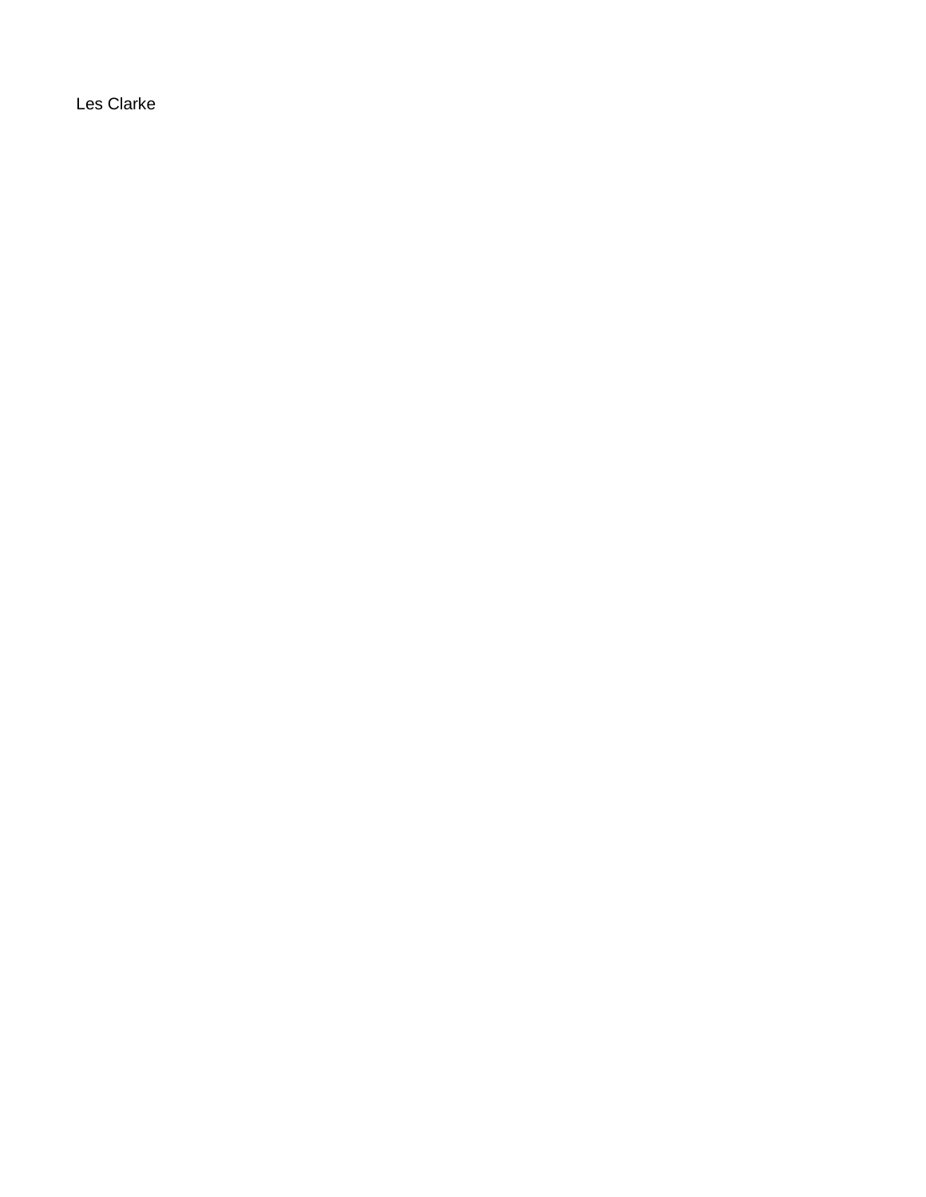Les Clarke